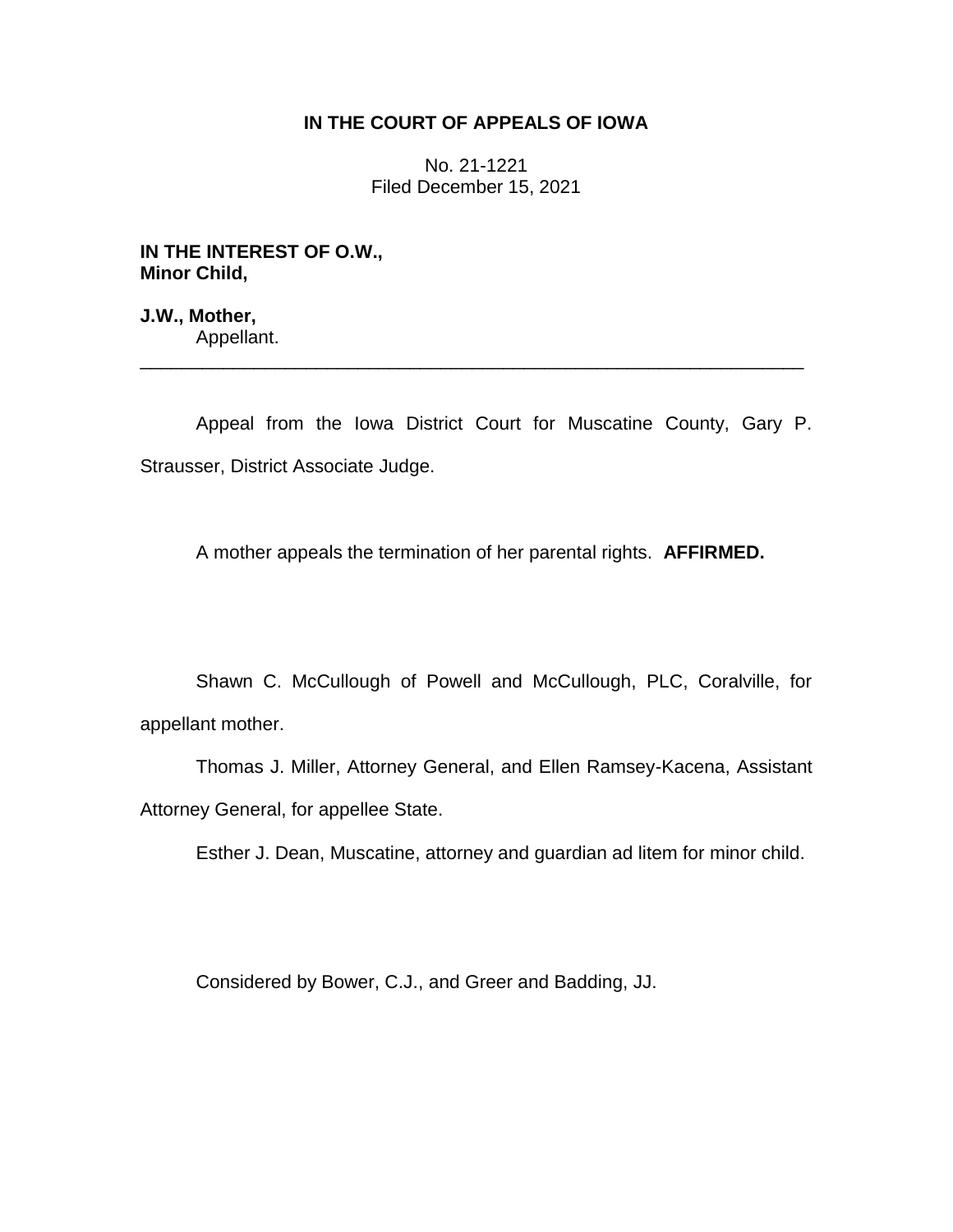**IN THE COURT OF APPEALS OF IOWA**

No. 21-1221
Filed December 15, 2021

**IN THE INTEREST OF O.W.,**
**Minor Child,**

**J.W., Mother,**
Appellant.

---

Appeal from the Iowa District Court for Muscatine County, Gary P. Strausser, District Associate Judge.

A mother appeals the termination of her parental rights. **AFFIRMED.**

Shawn C. McCullough of Powell and McCullough, PLC, Coralville, for appellant mother.

Thomas J. Miller, Attorney General, and Ellen Ramsey-Kacena, Assistant Attorney General, for appellee State.

Esther J. Dean, Muscatine, attorney and guardian ad litem for minor child.

Considered by Bower, C.J., and Greer and Badding, JJ.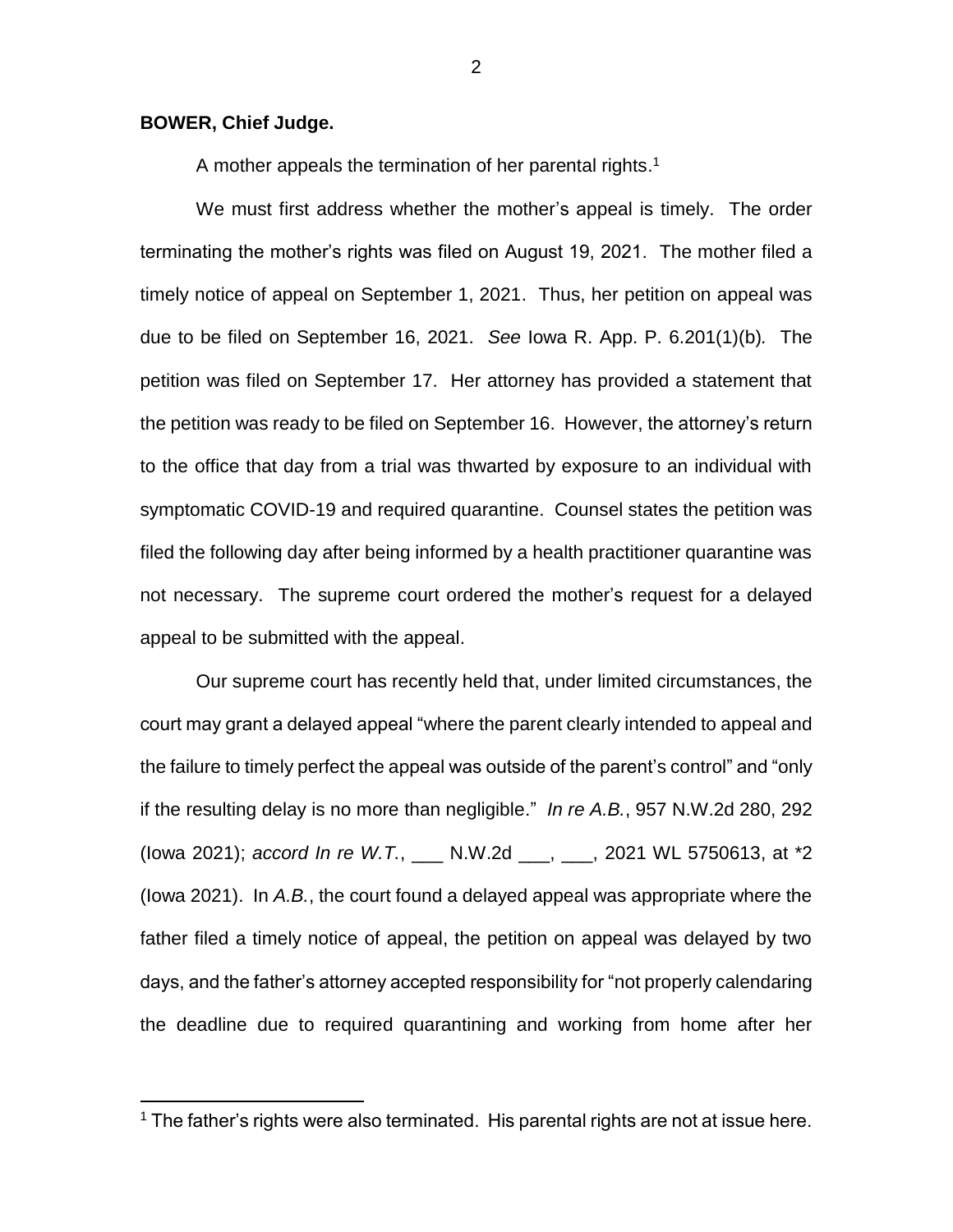**BOWER, Chief Judge.**

A mother appeals the termination of her parental rights.[1]

We must first address whether the mother's appeal is timely. The order terminating the mother's rights was filed on August 19, 2021. The mother filed a timely notice of appeal on September 1, 2021. Thus, her petition on appeal was due to be filed on September 16, 2021. *See* Iowa R. App. P. 6.201(1)(b)*.* The petition was filed on September 17. Her attorney has provided a statement that the petition was ready to be filed on September 16. However, the attorney's return to the office that day from a trial was thwarted by exposure to an individual with symptomatic COVID-19 and required quarantine. Counsel states the petition was filed the following day after being informed by a health practitioner quarantine was not necessary. The supreme court ordered the mother's request for a delayed appeal to be submitted with the appeal.

Our supreme court has recently held that, under limited circumstances, the court may grant a delayed appeal "where the parent clearly intended to appeal and the failure to timely perfect the appeal was outside of the parent's control" and "only if the resulting delay is no more than negligible." *In re A.B.*, 957 N.W.2d 280, 292 (Iowa 2021); *accord In re W.T.*, ___ N.W.2d ___, ___, 2021 WL 5750613, at *2 (Iowa 2021). In *A.B.*, the court found a delayed appeal was appropriate where the father filed a timely notice of appeal, the petition on appeal was delayed by two days, and the father's attorney accepted responsibility for "not properly calendaring the deadline due to required quarantining and working from home after her

[1] The father's rights were also terminated. His parental rights are not at issue here.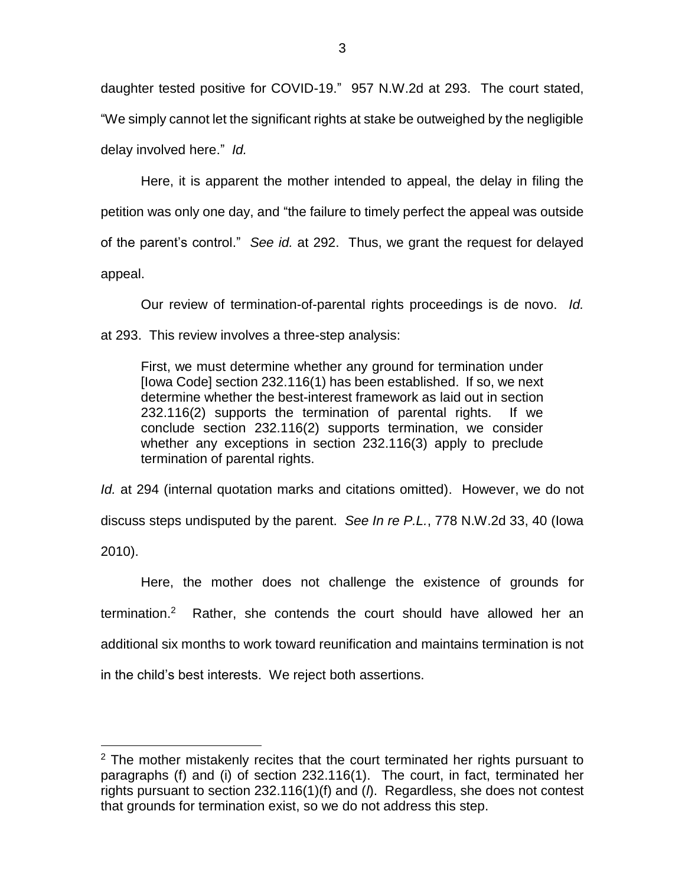daughter tested positive for COVID-19." 957 N.W.2d at 293. The court stated, "We simply cannot let the significant rights at stake be outweighed by the negligible delay involved here." *Id.*

Here, it is apparent the mother intended to appeal, the delay in filing the petition was only one day, and "the failure to timely perfect the appeal was outside of the parent's control." *See id.* at 292. Thus, we grant the request for delayed appeal.

Our review of termination-of-parental rights proceedings is de novo. *Id.* at 293. This review involves a three-step analysis:

> First, we must determine whether any ground for termination under [Iowa Code] section 232.116(1) has been established. If so, we next determine whether the best-interest framework as laid out in section 232.116(2) supports the termination of parental rights. If we conclude section 232.116(2) supports termination, we consider whether any exceptions in section 232.116(3) apply to preclude termination of parental rights.

*Id.* at 294 (internal quotation marks and citations omitted). However, we do not discuss steps undisputed by the parent. *See In re P.L.*, 778 N.W.2d 33, 40 (Iowa 2010).

Here, the mother does not challenge the existence of grounds for termination.[2] Rather, she contends the court should have allowed her an additional six months to work toward reunification and maintains termination is not in the child's best interests. We reject both assertions.

[2] The mother mistakenly recites that the court terminated her rights pursuant to paragraphs (f) and (i) of section 232.116(1). The court, in fact, terminated her rights pursuant to section 232.116(1)(f) and (*l*). Regardless, she does not contest that grounds for termination exist, so we do not address this step.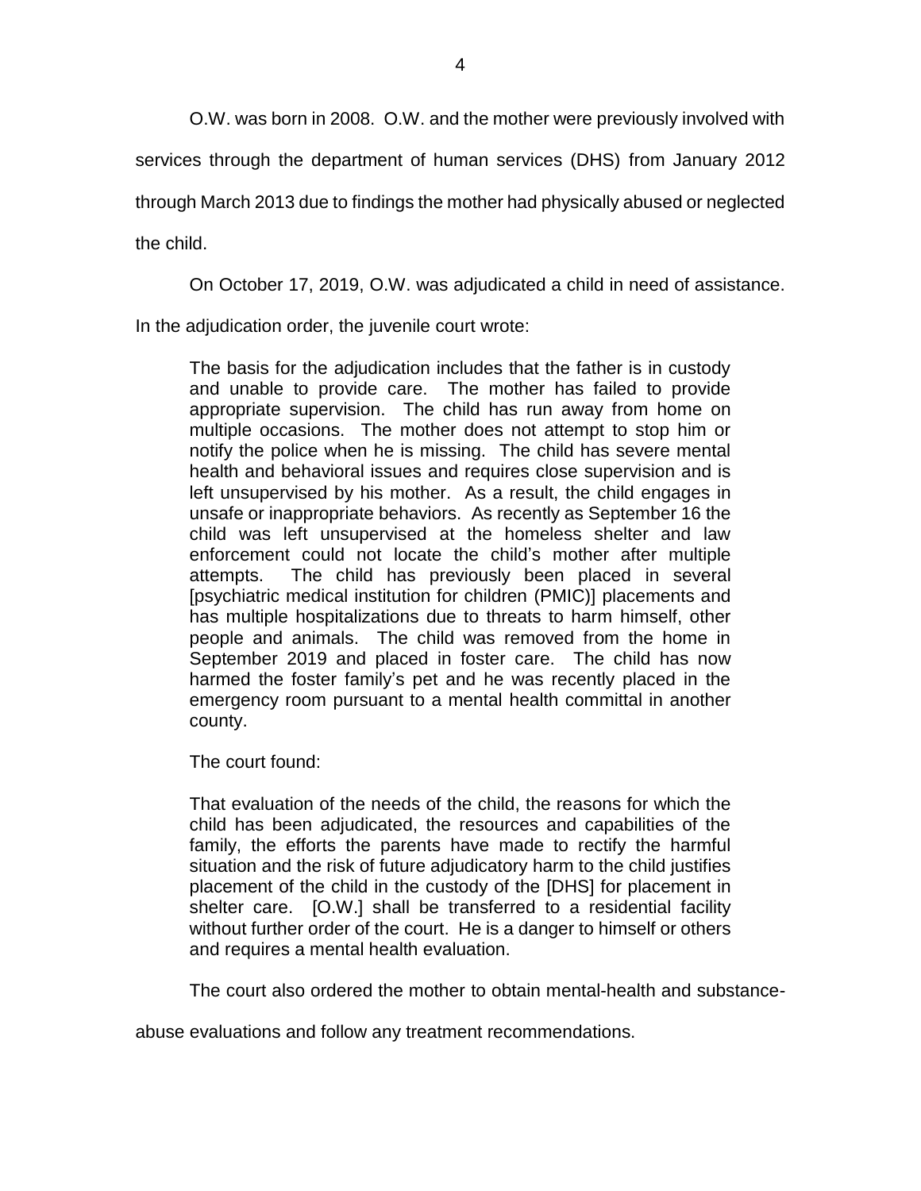O.W. was born in 2008. O.W. and the mother were previously involved with services through the department of human services (DHS) from January 2012 through March 2013 due to findings the mother had physically abused or neglected the child.

On October 17, 2019, O.W. was adjudicated a child in need of assistance. In the adjudication order, the juvenile court wrote:

> The basis for the adjudication includes that the father is in custody and unable to provide care. The mother has failed to provide appropriate supervision. The child has run away from home on multiple occasions. The mother does not attempt to stop him or notify the police when he is missing. The child has severe mental health and behavioral issues and requires close supervision and is left unsupervised by his mother. As a result, the child engages in unsafe or inappropriate behaviors. As recently as September 16 the child was left unsupervised at the homeless shelter and law enforcement could not locate the child's mother after multiple attempts. The child has previously been placed in several [psychiatric medical institution for children (PMIC)] placements and has multiple hospitalizations due to threats to harm himself, other people and animals. The child was removed from the home in September 2019 and placed in foster care. The child has now harmed the foster family's pet and he was recently placed in the emergency room pursuant to a mental health committal in another county.
>
> The court found:
>
> That evaluation of the needs of the child, the reasons for which the child has been adjudicated, the resources and capabilities of the family, the efforts the parents have made to rectify the harmful situation and the risk of future adjudicatory harm to the child justifies placement of the child in the custody of the [DHS] for placement in shelter care. [O.W.] shall be transferred to a residential facility without further order of the court. He is a danger to himself or others and requires a mental health evaluation.

The court also ordered the mother to obtain mental-health and substance-abuse evaluations and follow any treatment recommendations.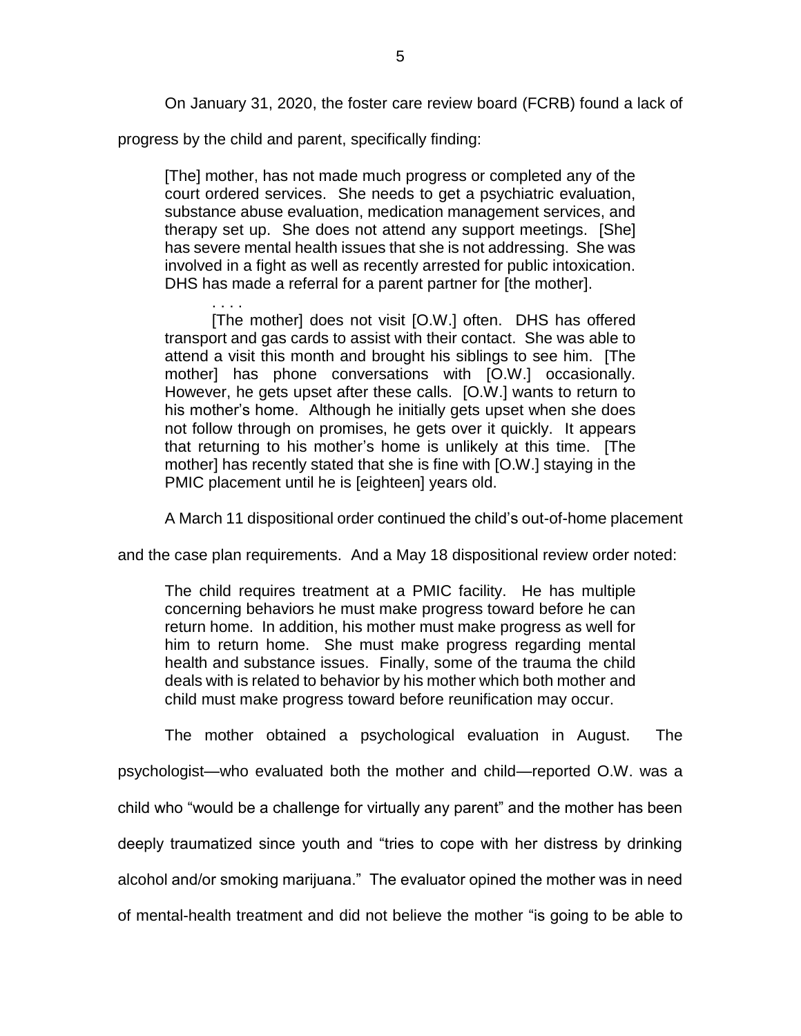On January 31, 2020, the foster care review board (FCRB) found a lack of progress by the child and parent, specifically finding:

> [The] mother, has not made much progress or completed any of the court ordered services. She needs to get a psychiatric evaluation, substance abuse evaluation, medication management services, and therapy set up. She does not attend any support meetings. [She] has severe mental health issues that she is not addressing. She was involved in a fight as well as recently arrested for public intoxication. DHS has made a referral for a parent partner for [the mother].
>
> . . . .
>
> [The mother] does not visit [O.W.] often. DHS has offered transport and gas cards to assist with their contact. She was able to attend a visit this month and brought his siblings to see him. [The mother] has phone conversations with [O.W.] occasionally. However, he gets upset after these calls. [O.W.] wants to return to his mother's home. Although he initially gets upset when she does not follow through on promises, he gets over it quickly. It appears that returning to his mother's home is unlikely at this time. [The mother] has recently stated that she is fine with [O.W.] staying in the PMIC placement until he is [eighteen] years old.

A March 11 dispositional order continued the child's out-of-home placement and the case plan requirements. And a May 18 dispositional review order noted:

> The child requires treatment at a PMIC facility. He has multiple concerning behaviors he must make progress toward before he can return home. In addition, his mother must make progress as well for him to return home. She must make progress regarding mental health and substance issues. Finally, some of the trauma the child deals with is related to behavior by his mother which both mother and child must make progress toward before reunification may occur.

The mother obtained a psychological evaluation in August. The psychologist—who evaluated both the mother and child—reported O.W. was a child who "would be a challenge for virtually any parent" and the mother has been deeply traumatized since youth and "tries to cope with her distress by drinking alcohol and/or smoking marijuana." The evaluator opined the mother was in need of mental-health treatment and did not believe the mother "is going to be able to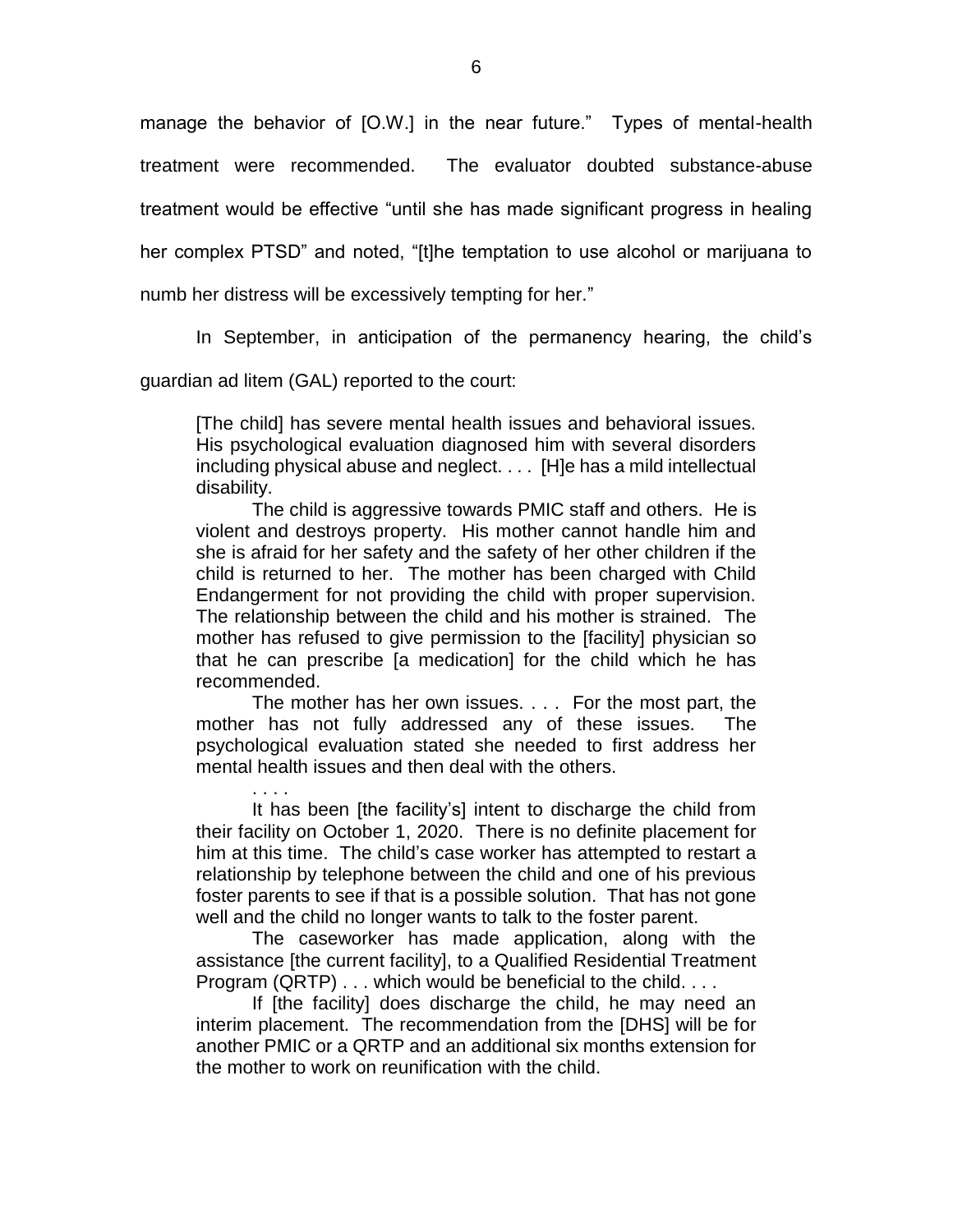manage the behavior of [O.W.] in the near future." Types of mental-health treatment were recommended. The evaluator doubted substance-abuse treatment would be effective "until she has made significant progress in healing her complex PTSD" and noted, "[t]he temptation to use alcohol or marijuana to numb her distress will be excessively tempting for her."

In September, in anticipation of the permanency hearing, the child's guardian ad litem (GAL) reported to the court:

> [The child] has severe mental health issues and behavioral issues. His psychological evaluation diagnosed him with several disorders including physical abuse and neglect. . . . [H]e has a mild intellectual disability.
>
> The child is aggressive towards PMIC staff and others. He is violent and destroys property. His mother cannot handle him and she is afraid for her safety and the safety of her other children if the child is returned to her. The mother has been charged with Child Endangerment for not providing the child with proper supervision. The relationship between the child and his mother is strained. The mother has refused to give permission to the [facility] physician so that he can prescribe [a medication] for the child which he has recommended.
>
> The mother has her own issues. . . . For the most part, the mother has not fully addressed any of these issues. The psychological evaluation stated she needed to first address her mental health issues and then deal with the others.
>
> . . . .
>
> It has been [the facility's] intent to discharge the child from their facility on October 1, 2020. There is no definite placement for him at this time. The child's case worker has attempted to restart a relationship by telephone between the child and one of his previous foster parents to see if that is a possible solution. That has not gone well and the child no longer wants to talk to the foster parent.
>
> The caseworker has made application, along with the assistance [the current facility], to a Qualified Residential Treatment Program (QRTP) . . . which would be beneficial to the child. . . .
>
> If [the facility] does discharge the child, he may need an interim placement. The recommendation from the [DHS] will be for another PMIC or a QRTP and an additional six months extension for the mother to work on reunification with the child.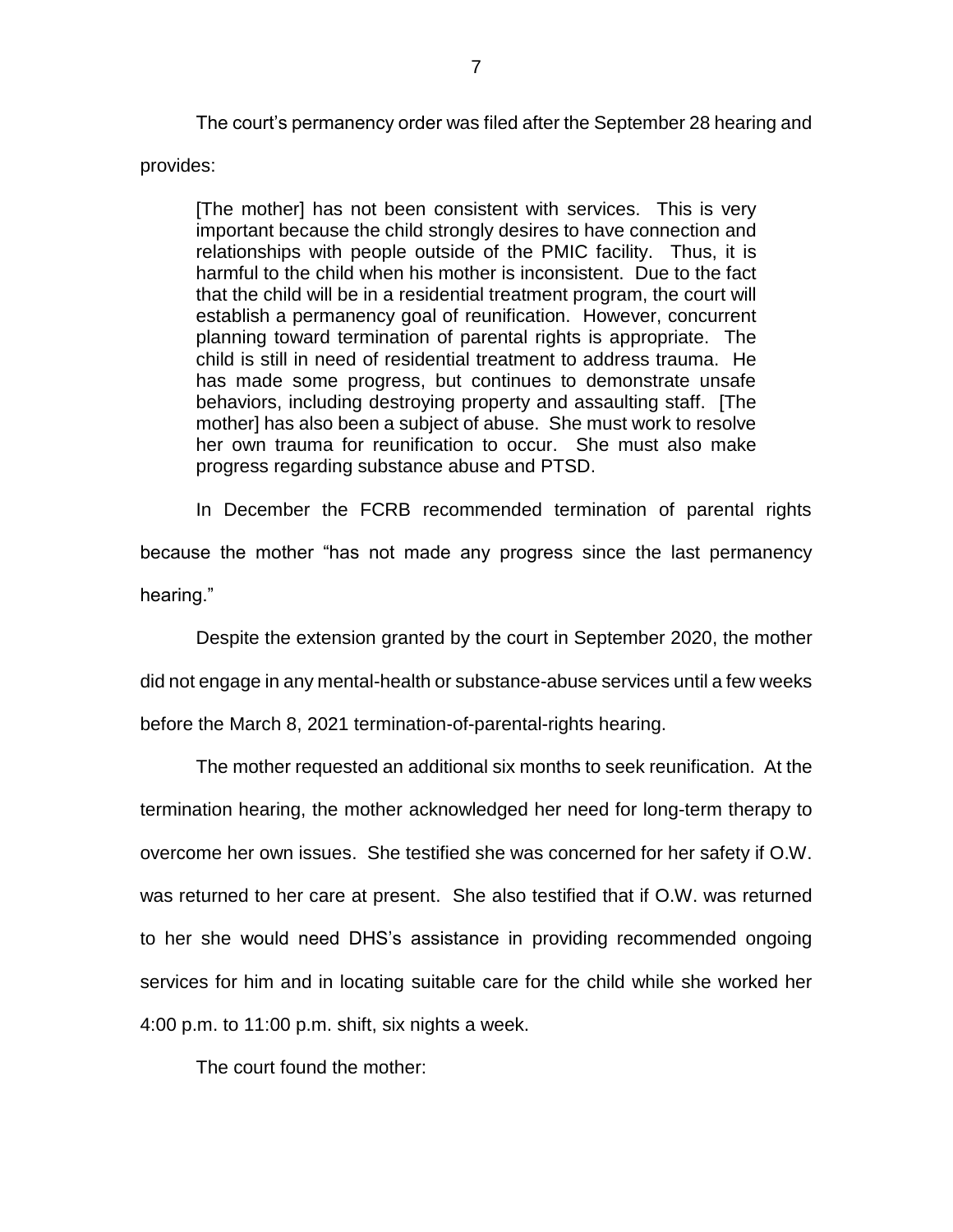The court's permanency order was filed after the September 28 hearing and provides:

> [The mother] has not been consistent with services. This is very important because the child strongly desires to have connection and relationships with people outside of the PMIC facility. Thus, it is harmful to the child when his mother is inconsistent. Due to the fact that the child will be in a residential treatment program, the court will establish a permanency goal of reunification. However, concurrent planning toward termination of parental rights is appropriate. The child is still in need of residential treatment to address trauma. He has made some progress, but continues to demonstrate unsafe behaviors, including destroying property and assaulting staff. [The mother] has also been a subject of abuse. She must work to resolve her own trauma for reunification to occur. She must also make progress regarding substance abuse and PTSD.

In December the FCRB recommended termination of parental rights because the mother "has not made any progress since the last permanency hearing."

Despite the extension granted by the court in September 2020, the mother did not engage in any mental-health or substance-abuse services until a few weeks before the March 8, 2021 termination-of-parental-rights hearing.

The mother requested an additional six months to seek reunification. At the termination hearing, the mother acknowledged her need for long-term therapy to overcome her own issues. She testified she was concerned for her safety if O.W. was returned to her care at present. She also testified that if O.W. was returned to her she would need DHS's assistance in providing recommended ongoing services for him and in locating suitable care for the child while she worked her 4:00 p.m. to 11:00 p.m. shift, six nights a week.

The court found the mother: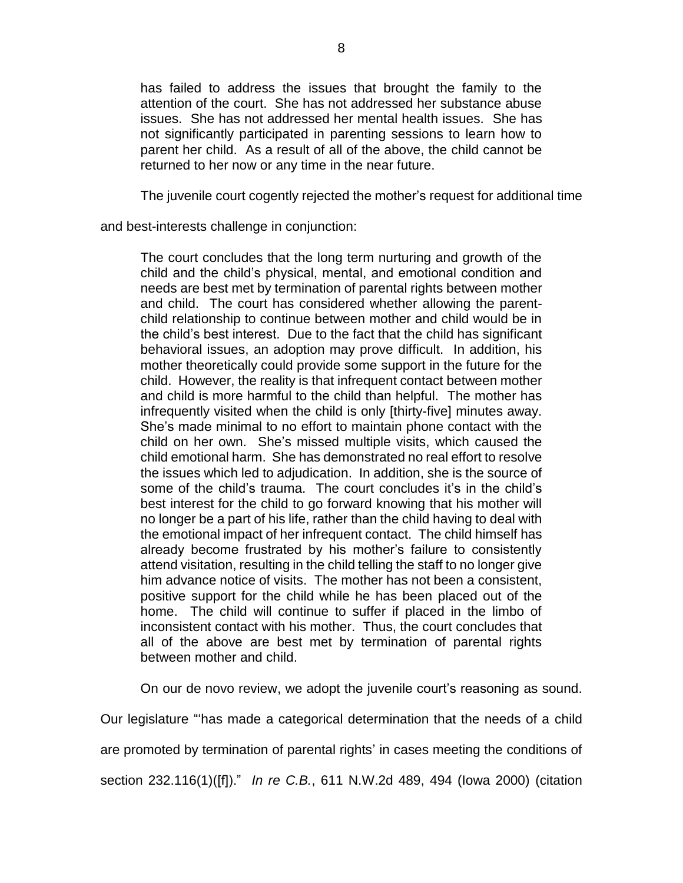> has failed to address the issues that brought the family to the attention of the court. She has not addressed her substance abuse issues. She has not addressed her mental health issues. She has not significantly participated in parenting sessions to learn how to parent her child. As a result of all of the above, the child cannot be returned to her now or any time in the near future.

The juvenile court cogently rejected the mother's request for additional time and best-interests challenge in conjunction:

> The court concludes that the long term nurturing and growth of the child and the child's physical, mental, and emotional condition and needs are best met by termination of parental rights between mother and child. The court has considered whether allowing the parent-child relationship to continue between mother and child would be in the child's best interest. Due to the fact that the child has significant behavioral issues, an adoption may prove difficult. In addition, his mother theoretically could provide some support in the future for the child. However, the reality is that infrequent contact between mother and child is more harmful to the child than helpful. The mother has infrequently visited when the child is only [thirty-five] minutes away. She's made minimal to no effort to maintain phone contact with the child on her own. She's missed multiple visits, which caused the child emotional harm. She has demonstrated no real effort to resolve the issues which led to adjudication. In addition, she is the source of some of the child's trauma. The court concludes it's in the child's best interest for the child to go forward knowing that his mother will no longer be a part of his life, rather than the child having to deal with the emotional impact of her infrequent contact. The child himself has already become frustrated by his mother's failure to consistently attend visitation, resulting in the child telling the staff to no longer give him advance notice of visits. The mother has not been a consistent, positive support for the child while he has been placed out of the home. The child will continue to suffer if placed in the limbo of inconsistent contact with his mother. Thus, the court concludes that all of the above are best met by termination of parental rights between mother and child.

On our de novo review, we adopt the juvenile court's reasoning as sound. Our legislature "'has made a categorical determination that the needs of a child are promoted by termination of parental rights' in cases meeting the conditions of section 232.116(1)([f])." *In re C.B.*, 611 N.W.2d 489, 494 (Iowa 2000) (citation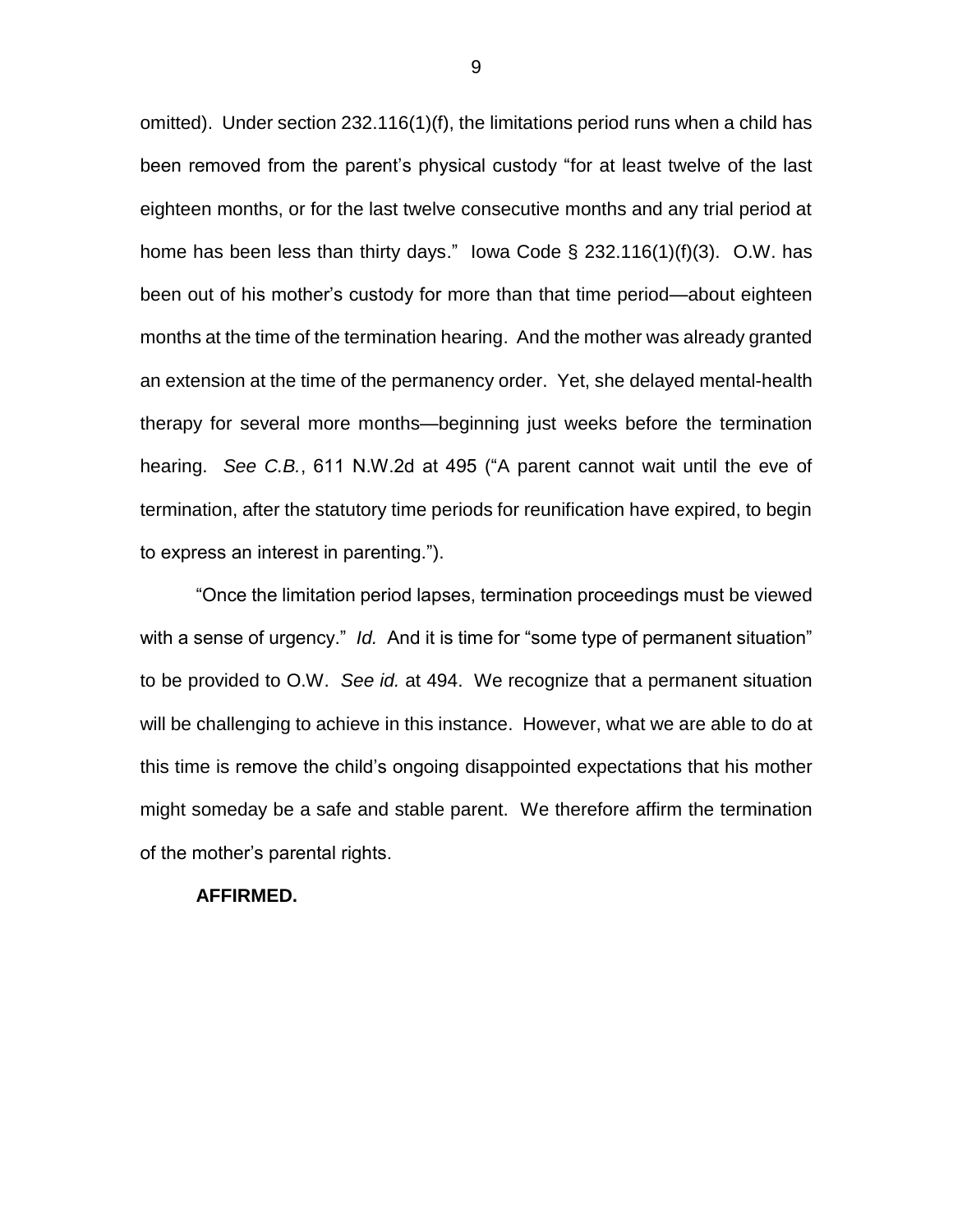omitted). Under section 232.116(1)(f), the limitations period runs when a child has been removed from the parent's physical custody "for at least twelve of the last eighteen months, or for the last twelve consecutive months and any trial period at home has been less than thirty days." Iowa Code § 232.116(1)(f)(3). O.W. has been out of his mother's custody for more than that time period—about eighteen months at the time of the termination hearing. And the mother was already granted an extension at the time of the permanency order. Yet, she delayed mental-health therapy for several more months—beginning just weeks before the termination hearing. *See C.B.*, 611 N.W.2d at 495 ("A parent cannot wait until the eve of termination, after the statutory time periods for reunification have expired, to begin to express an interest in parenting.").

"Once the limitation period lapses, termination proceedings must be viewed with a sense of urgency." *Id.* And it is time for "some type of permanent situation" to be provided to O.W. *See id.* at 494. We recognize that a permanent situation will be challenging to achieve in this instance. However, what we are able to do at this time is remove the child's ongoing disappointed expectations that his mother might someday be a safe and stable parent. We therefore affirm the termination of the mother's parental rights.

**AFFIRMED.**